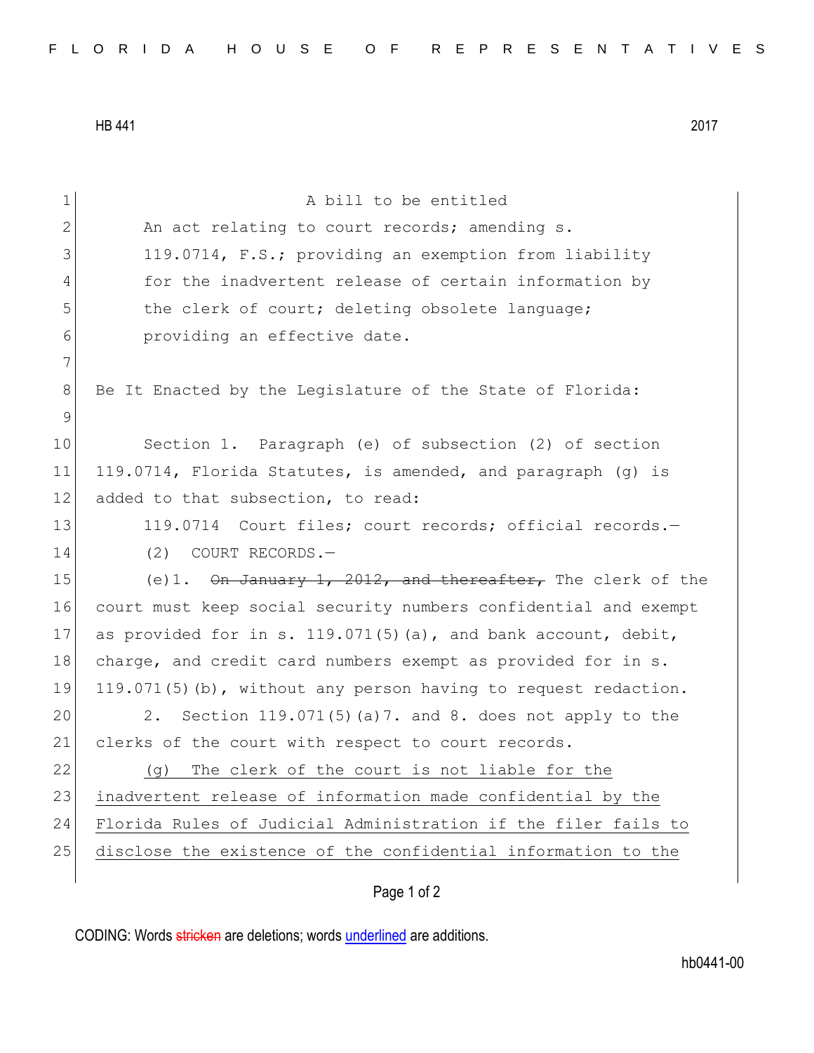HB 441 2017

A bill to be entitled

An act relating to court records; amending s. 119.0714, F.S.; providing an exemption from liability for the inadvertent release of certain information by the clerk of court; deleting obsolete language; providing an effective date.

Be It Enacted by the Legislature of the State of Florida:

Section 1. Paragraph (e) of subsection (2) of section 119.0714, Florida Statutes, is amended, and paragraph (g) is added to that subsection, to read:

119.0714 Court files; court records; official records.—

(2) COURT RECORDS.—

(e)1. ~~On January 1, 2012, and thereafter,~~ The clerk of the court must keep social security numbers confidential and exempt as provided for in s. 119.071(5)(a), and bank account, debit, charge, and credit card numbers exempt as provided for in s. 119.071(5)(b), without any person having to request redaction.

2. Section 119.071(5)(a)7. and 8. does not apply to the clerks of the court with respect to court records.

<u>(g) The clerk of the court is not liable for the inadvertent release of information made confidential by the Florida Rules of Judicial Administration if the filer fails to disclose the existence of the confidential information to the</u>

CODING: Words ~~stricken~~ are deletions; words <u>underlined</u> are additions.

hb0441-00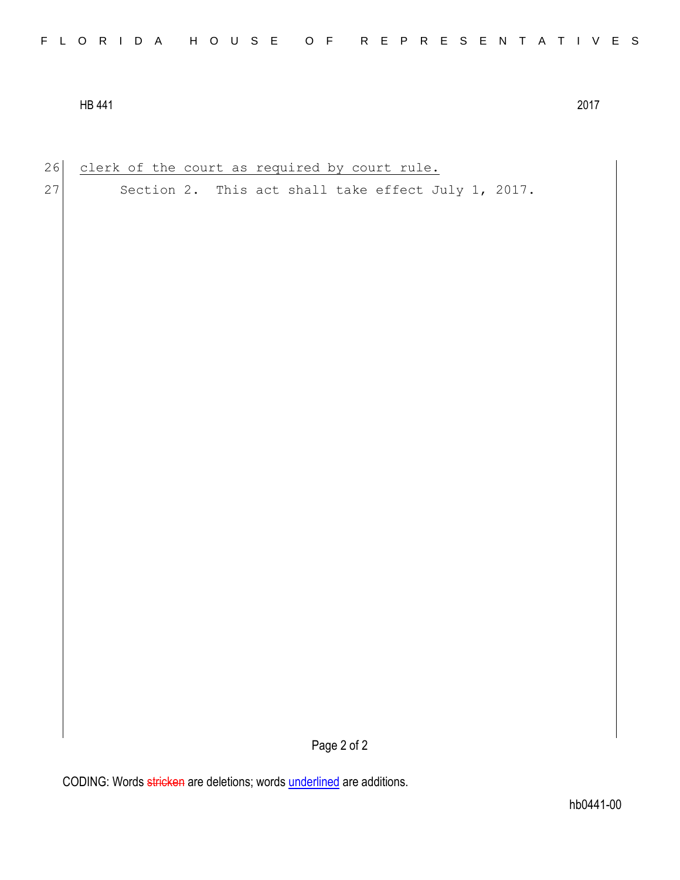26 clerk of the court as required by court rule.

27 Section 2. This act shall take effect July 1, 2017.

CODING: Words stricken are deletions; words underlined are additions.

hb0441-00